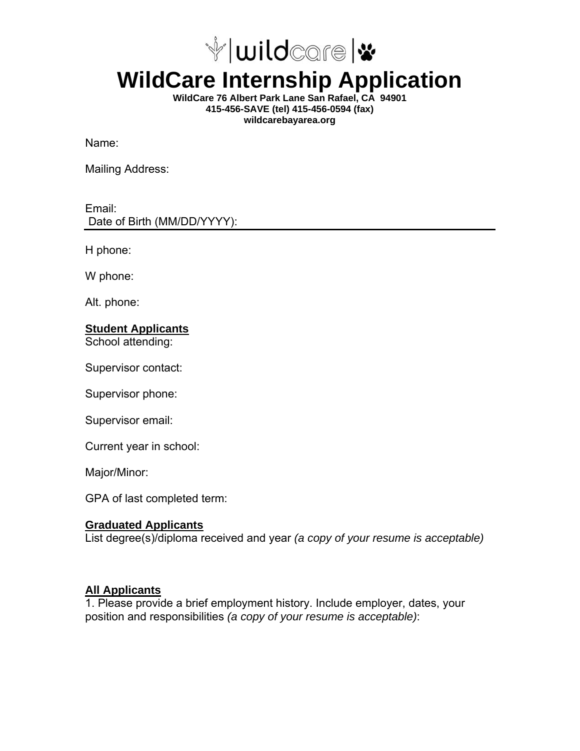# WildCare Internship Application

**WildCare 76 Albert Park Lane San Rafael, CA 94901**
**415-456-SAVE (tel) 415-456-0594 (fax)**
**wildcarebayarea.org**

Name:

Mailing Address:

Email:
Date of Birth (MM/DD/YYYY):

H phone:

W phone:

Alt. phone:

**Student Applicants**
School attending:

Supervisor contact:

Supervisor phone:

Supervisor email:

Current year in school:

Major/Minor:

GPA of last completed term:

**Graduated Applicants**
List degree(s)/diploma received and year *(a copy of your resume is acceptable)*

**All Applicants**
1. Please provide a brief employment history. Include employer, dates, your position and responsibilities *(a copy of your resume is acceptable)*: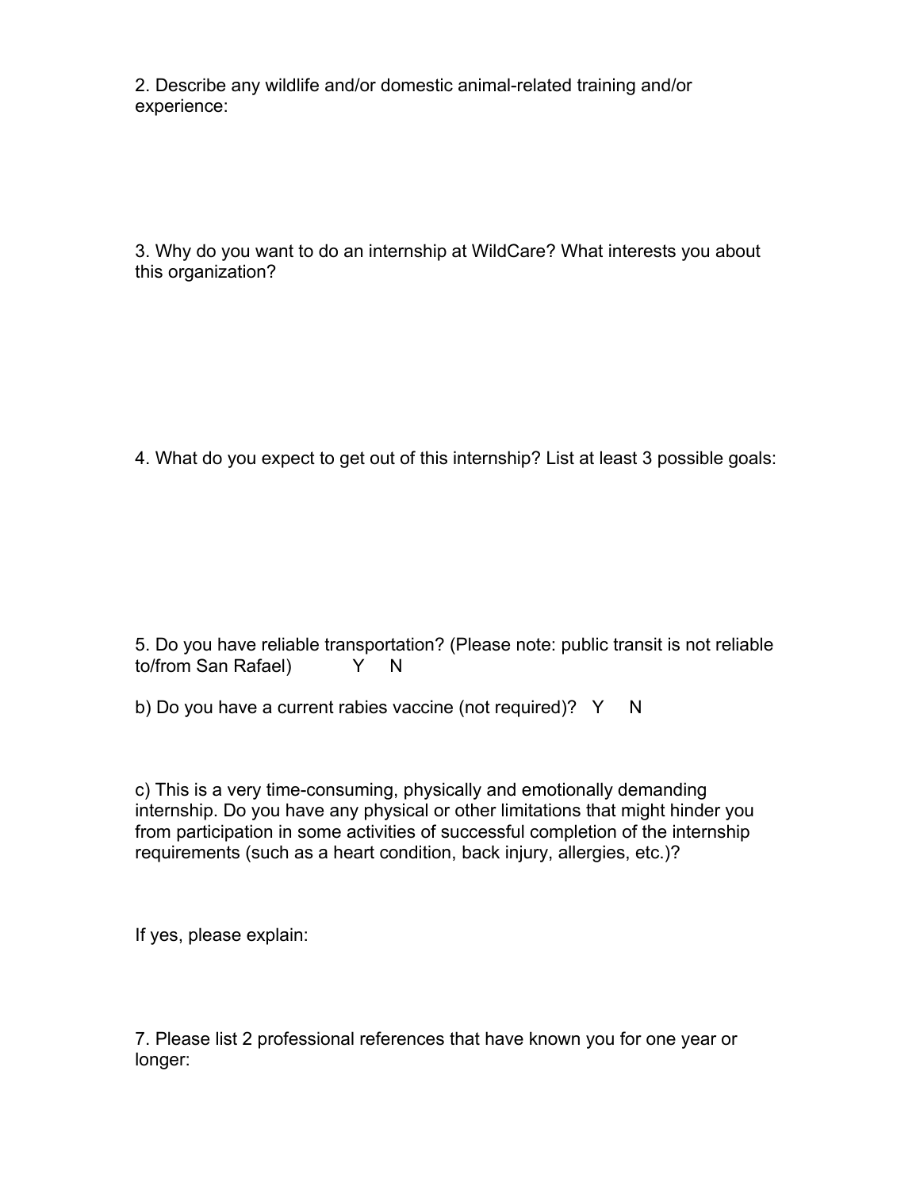2. Describe any wildlife and/or domestic animal-related training and/or experience:

3. Why do you want to do an internship at WildCare? What interests you about this organization?

4. What do you expect to get out of this internship? List at least 3 possible goals:

5. Do you have reliable transportation? (Please note: public transit is not reliable to/from San Rafael)   Y   N

b) Do you have a current rabies vaccine (not required)?   Y   N

c) This is a very time-consuming, physically and emotionally demanding internship. Do you have any physical or other limitations that might hinder you from participation in some activities of successful completion of the internship requirements (such as a heart condition, back injury, allergies, etc.)?

If yes, please explain:

7. Please list 2 professional references that have known you for one year or longer: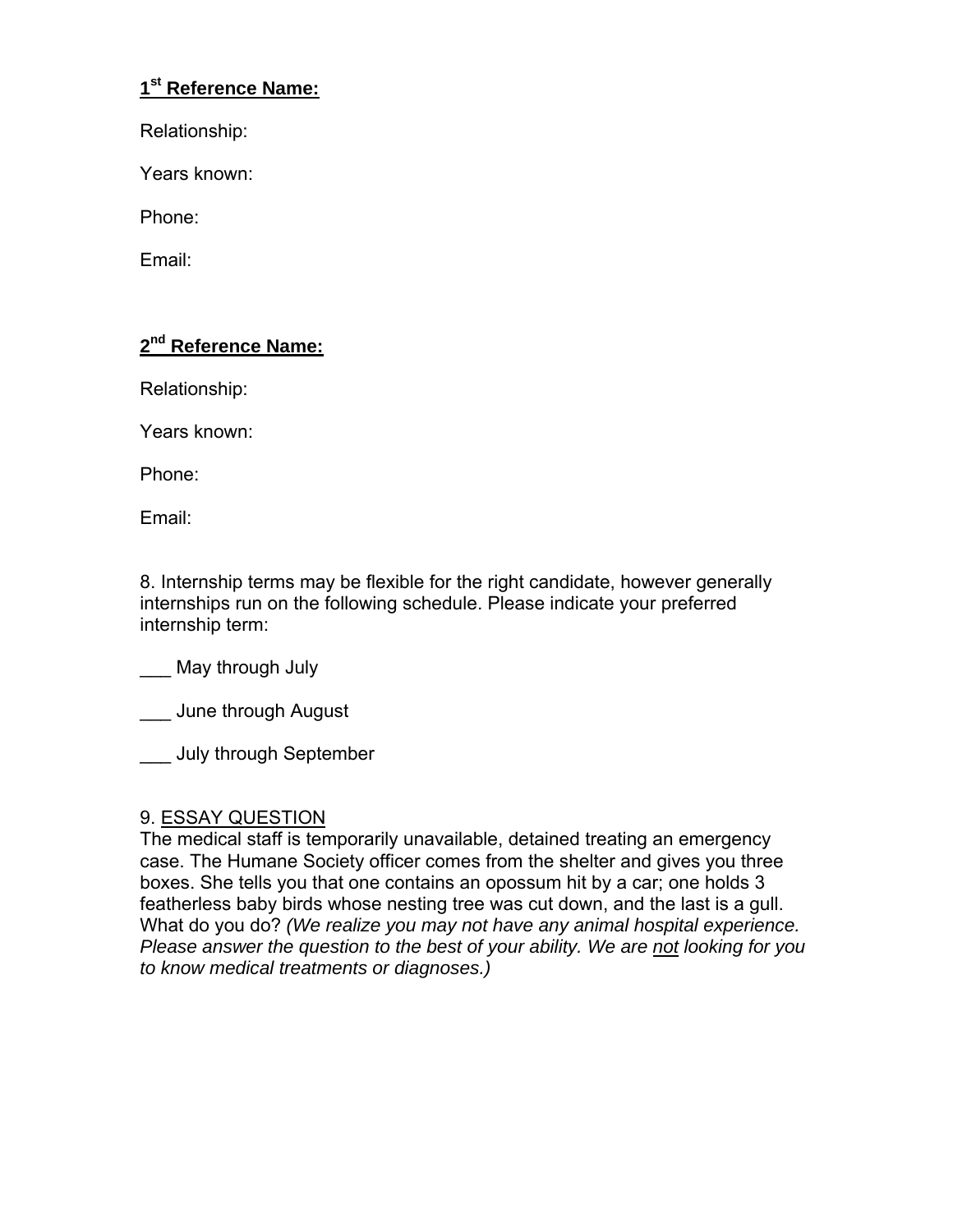**<u>1st Reference Name:</u>**

Relationship:

Years known:

Phone:

Email:

**<u>2nd Reference Name:</u>**

Relationship:

Years known:

Phone:

Email:

8. Internship terms may be flexible for the right candidate, however generally internships run on the following schedule. Please indicate your preferred internship term:

___ May through July

___ June through August

___ July through September

9. <u>ESSAY QUESTION</u>
The medical staff is temporarily unavailable, detained treating an emergency case. The Humane Society officer comes from the shelter and gives you three boxes. She tells you that one contains an opossum hit by a car; one holds 3 featherless baby birds whose nesting tree was cut down, and the last is a gull. What do you do? *(We realize you may not have any animal hospital experience. Please answer the question to the best of your ability. We are <u>not</u> looking for you to know medical treatments or diagnoses.)*